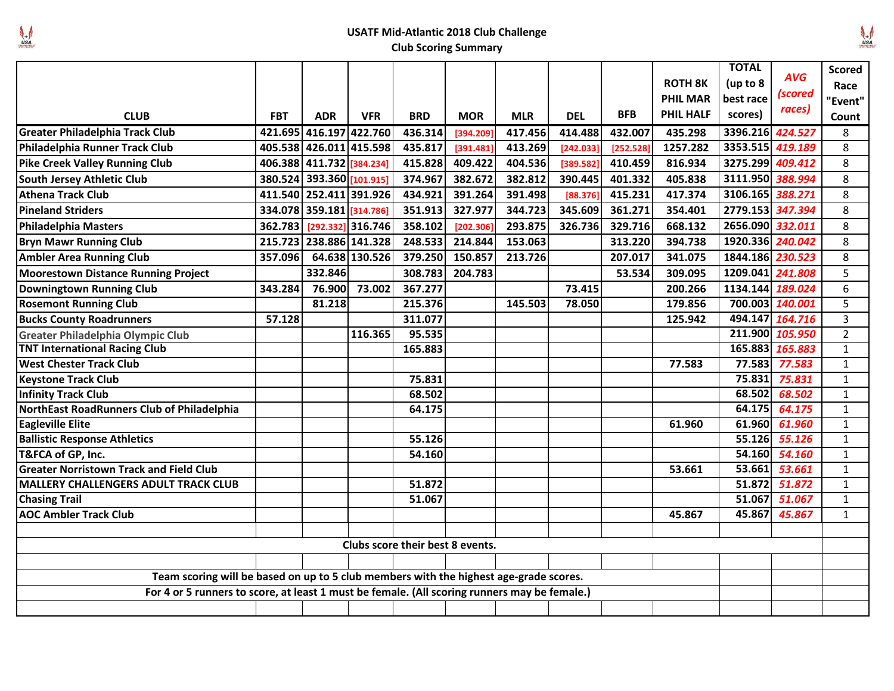## USATF Mid-Atlantic 2018 Club Challenge

### Club Scoring Summary

| CLUB | FBT | ADR | VFR | BRD | MOR | MLR | DEL | BFB | ROTH 8K PHIL MAR PHIL HALF | TOTAL (up to 8 best race scores) | *AVG (scored races)* | Scored Race "Event" Count |
|---|---|---|---|---|---|---|---|---|---|---|---|---|
| **Greater Philadelphia Track Club** | 421.695 | 416.197 | 422.760 | 436.314 | [394.209] | 417.456 | 414.488 | 432.007 | 435.298 | 3396.216 | *424.527* | 8 |
| **Philadelphia Runner Track Club** | 405.538 | 426.011 | 415.598 | 435.817 | [391.481] | 413.269 | [242.033] | [252.528] | 1257.282 | 3353.515 | *419.189* | 8 |
| **Pike Creek Valley Running Club** | 406.388 | 411.732 | [384.234] | 415.828 | 409.422 | 404.536 | [389.582] | 410.459 | 816.934 | 3275.299 | *409.412* | 8 |
| **South Jersey Athletic Club** | 380.524 | 393.360 | [101.915] | 374.967 | 382.672 | 382.812 | 390.445 | 401.332 | 405.838 | 3111.950 | *388.994* | 8 |
| **Athena Track Club** | 411.540 | 252.411 | 391.926 | 434.921 | 391.264 | 391.498 | [88.376] | 415.231 | 417.374 | 3106.165 | *388.271* | 8 |
| **Pineland Striders** | 334.078 | 359.181 | [314.786] | 351.913 | 327.977 | 344.723 | 345.609 | 361.271 | 354.401 | 2779.153 | *347.394* | 8 |
| **Philadelphia Masters** | 362.783 | [292.332] | 316.746 | 358.102 | [202.306] | 293.875 | 326.736 | 329.716 | 668.132 | 2656.090 | *332.011* | 8 |
| **Bryn Mawr Running Club** | 215.723 | 238.886 | 141.328 | 248.533 | 214.844 | 153.063 | | 313.220 | 394.738 | 1920.336 | *240.042* | 8 |
| **Ambler Area Running Club** | 357.096 | 64.638 | 130.526 | 379.250 | 150.857 | 213.726 | | 207.017 | 341.075 | 1844.186 | *230.523* | 8 |
| **Moorestown Distance Running Project** | | 332.846 | | 308.783 | 204.783 | | | 53.534 | 309.095 | 1209.041 | *241.808* | 5 |
| **Downingtown Running Club** | 343.284 | 76.900 | 73.002 | 367.277 | | | 73.415 | | 200.266 | 1134.144 | *189.024* | 6 |
| **Rosemont Running Club** | | 81.218 | | 215.376 | | 145.503 | 78.050 | | 179.856 | 700.003 | *140.001* | 5 |
| **Bucks County Roadrunners** | 57.128 | | | 311.077 | | | | | 125.942 | 494.147 | *164.716* | 3 |
| **Greater Philadelphia Olympic Club** | | | 116.365 | 95.535 | | | | | | 211.900 | *105.950* | 2 |
| **TNT International Racing Club** | | | | 165.883 | | | | | | 165.883 | *165.883* | 1 |
| **West Chester Track Club** | | | | | | | | | 77.583 | 77.583 | *77.583* | 1 |
| **Keystone Track Club** | | | | 75.831 | | | | | | 75.831 | *75.831* | 1 |
| **Infinity Track Club** | | | | 68.502 | | | | | | 68.502 | *68.502* | 1 |
| **NorthEast RoadRunners Club of Philadelphia** | | | | 64.175 | | | | | | 64.175 | *64.175* | 1 |
| **Eagleville Elite** | | | | | | | | | 61.960 | 61.960 | *61.960* | 1 |
| **Ballistic Response Athletics** | | | | 55.126 | | | | | | 55.126 | *55.126* | 1 |
| **T&FCA of GP, Inc.** | | | | 54.160 | | | | | | 54.160 | *54.160* | 1 |
| **Greater Norristown Track and Field Club** | | | | | | | | | 53.661 | 53.661 | *53.661* | 1 |
| **MALLERY CHALLENGERS ADULT TRACK CLUB** | | | | 51.872 | | | | | | 51.872 | *51.872* | 1 |
| **Chasing Trail** | | | | 51.067 | | | | | | 51.067 | *51.067* | 1 |
| **AOC Ambler Track Club** | | | | | | | | | 45.867 | 45.867 | *45.867* | 1 |

**Clubs score their best 8 events.**

**Team scoring will be based on up to 5 club members with the highest age-grade scores.**

**For 4 or 5 runners to score, at least 1 must be female. (All scoring runners may be female.)**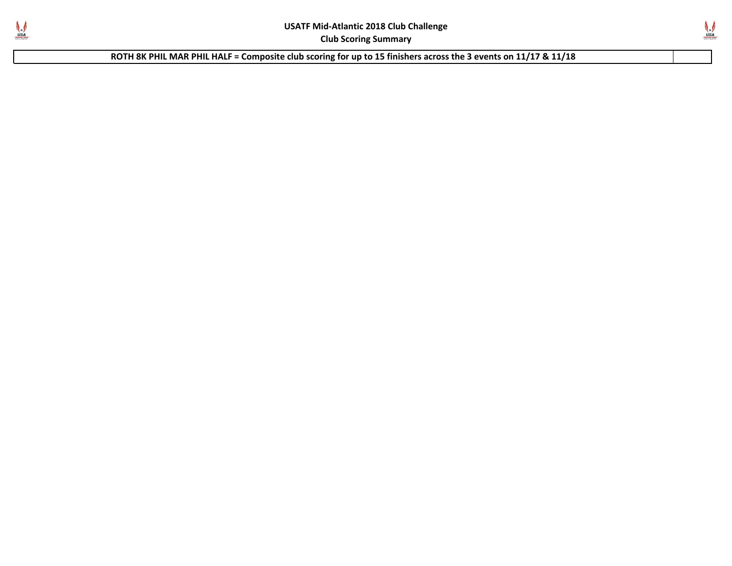USATF Mid-Atlantic 2018 Club Challenge

Club Scoring Summary

| ROTH 8K PHIL MAR PHIL HALF = Composite club scoring for up to 15 finishers across the 3 events on 11/17 & 11/18 | |
|---|---|